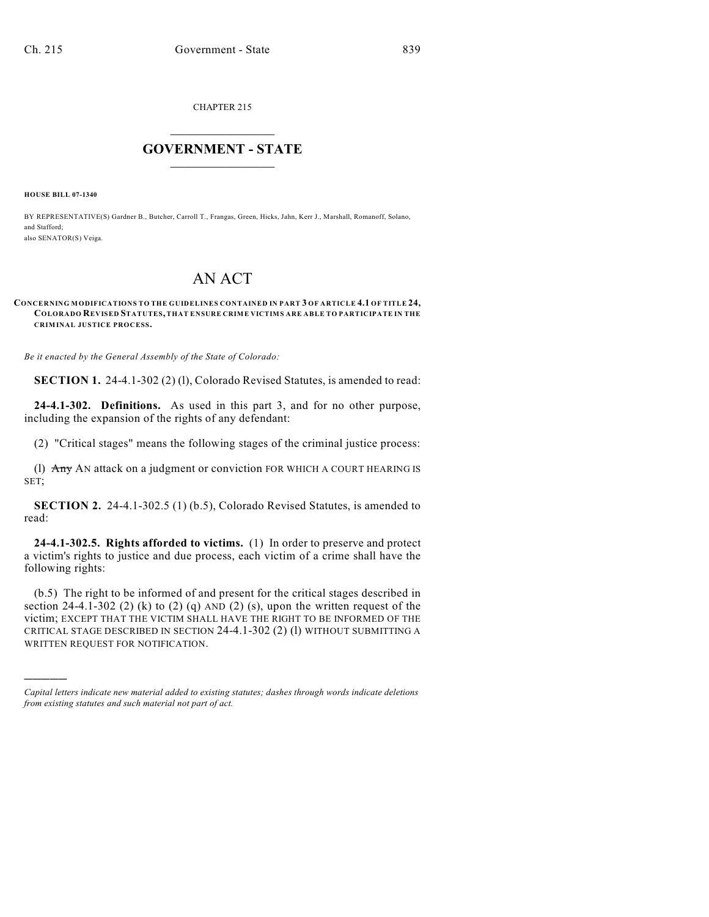CHAPTER 215

# GOVERNMENT - STATE

**HOUSE BILL 07-1340**

BY REPRESENTATIVE(S) Gardner B., Butcher, Carroll T., Frangas, Green, Hicks, Jahn, Kerr J., Marshall, Romanoff, Solano, and Stafford;
also SENATOR(S) Veiga.

# AN ACT

**CONCERNING MODIFICATIONS TO THE GUIDELINES CONTAINED IN PART 3 OF ARTICLE 4.1 OF TITLE 24, COLORADO REVISED STATUTES, THAT ENSURE CRIME VICTIMS ARE ABLE TO PARTICIPATE IN THE CRIMINAL JUSTICE PROCESS.**

*Be it enacted by the General Assembly of the State of Colorado:*

**SECTION 1.** 24-4.1-302 (2) (l), Colorado Revised Statutes, is amended to read:

**24-4.1-302. Definitions.** As used in this part 3, and for no other purpose, including the expansion of the rights of any defendant:

(2) "Critical stages" means the following stages of the criminal justice process:

(l) ~~Any~~ AN attack on a judgment or conviction FOR WHICH A COURT HEARING IS SET;

**SECTION 2.** 24-4.1-302.5 (1) (b.5), Colorado Revised Statutes, is amended to read:

**24-4.1-302.5. Rights afforded to victims.** (1) In order to preserve and protect a victim's rights to justice and due process, each victim of a crime shall have the following rights:

(b.5) The right to be informed of and present for the critical stages described in section 24-4.1-302 (2) (k) to (2) (q) AND (2) (s), upon the written request of the victim; EXCEPT THAT THE VICTIM SHALL HAVE THE RIGHT TO BE INFORMED OF THE CRITICAL STAGE DESCRIBED IN SECTION 24-4.1-302 (2) (l) WITHOUT SUBMITTING A WRITTEN REQUEST FOR NOTIFICATION.

---

*Capital letters indicate new material added to existing statutes; dashes through words indicate deletions from existing statutes and such material not part of act.*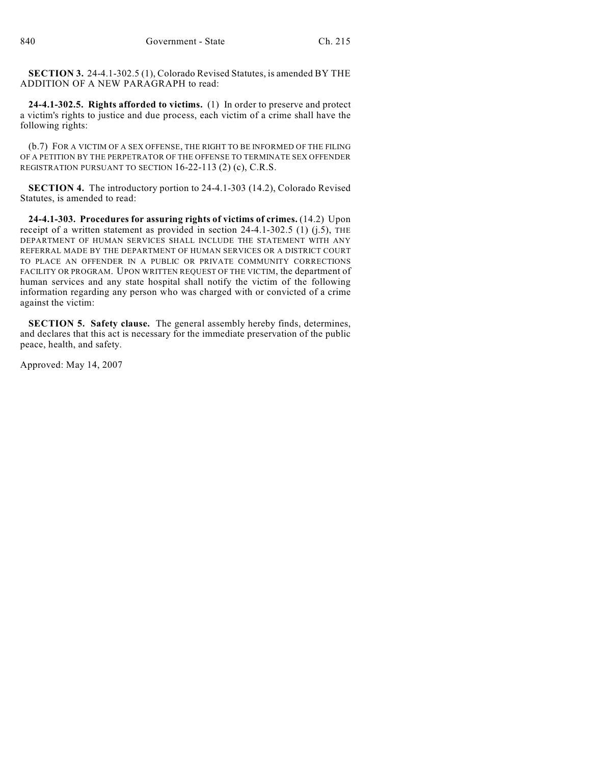**SECTION 3.** 24-4.1-302.5 (1), Colorado Revised Statutes, is amended BY THE ADDITION OF A NEW PARAGRAPH to read:

**24-4.1-302.5. Rights afforded to victims.** (1) In order to preserve and protect a victim's rights to justice and due process, each victim of a crime shall have the following rights:

(b.7) FOR A VICTIM OF A SEX OFFENSE, THE RIGHT TO BE INFORMED OF THE FILING OF A PETITION BY THE PERPETRATOR OF THE OFFENSE TO TERMINATE SEX OFFENDER REGISTRATION PURSUANT TO SECTION 16-22-113 (2) (c), C.R.S.

**SECTION 4.** The introductory portion to 24-4.1-303 (14.2), Colorado Revised Statutes, is amended to read:

**24-4.1-303. Procedures for assuring rights of victims of crimes.** (14.2) Upon receipt of a written statement as provided in section 24-4.1-302.5 (1) (j.5), THE DEPARTMENT OF HUMAN SERVICES SHALL INCLUDE THE STATEMENT WITH ANY REFERRAL MADE BY THE DEPARTMENT OF HUMAN SERVICES OR A DISTRICT COURT TO PLACE AN OFFENDER IN A PUBLIC OR PRIVATE COMMUNITY CORRECTIONS FACILITY OR PROGRAM. UPON WRITTEN REQUEST OF THE VICTIM, the department of human services and any state hospital shall notify the victim of the following information regarding any person who was charged with or convicted of a crime against the victim:

**SECTION 5. Safety clause.** The general assembly hereby finds, determines, and declares that this act is necessary for the immediate preservation of the public peace, health, and safety.

Approved: May 14, 2007